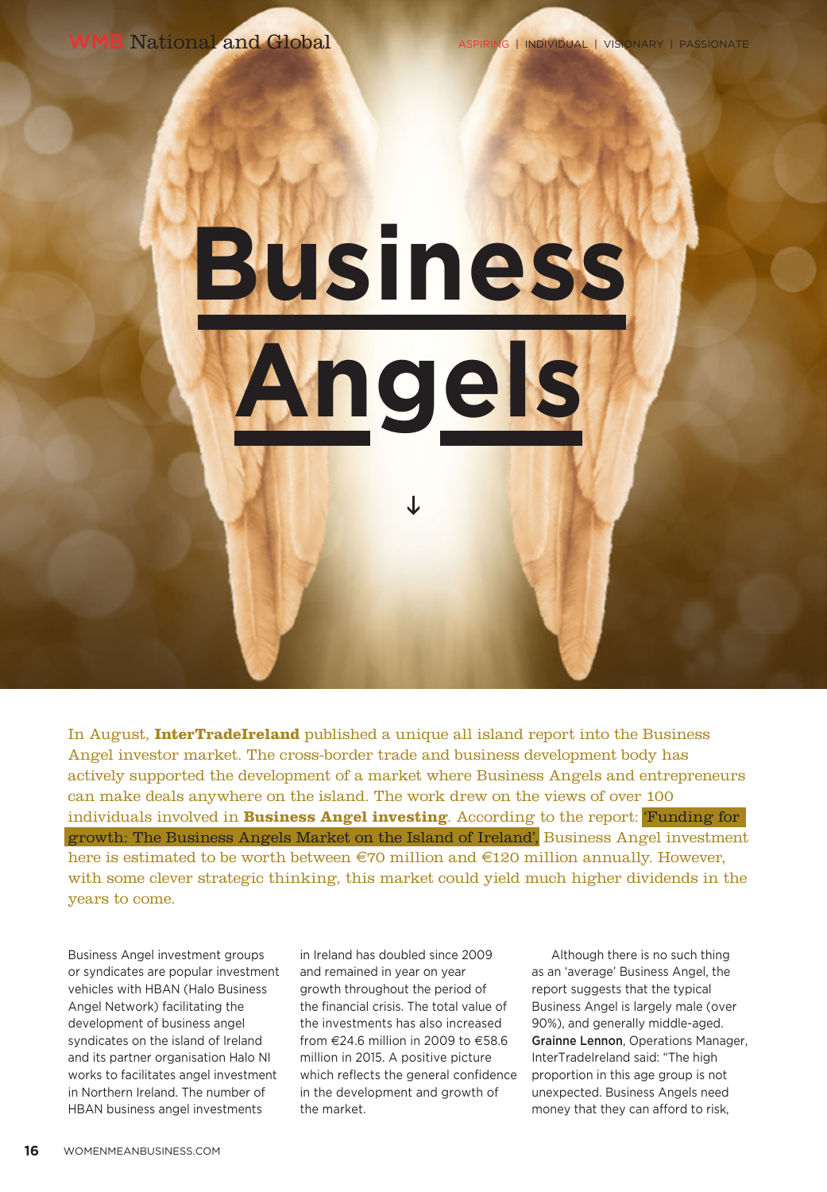# Business Angels

In August, **InterTradeIreland** published a unique all island report into the Business Angel investor market. The cross-border trade and business development body has actively supported the development of a market where Business Angels and entrepreneurs can make deals anywhere on the island. The work drew on the views of over 100 individuals involved in **Business Angel investing**. According to the report: 'Funding for growth: The Business Angels Market on the Island of Ireland', Business Angel investment here is estimated to be worth between €70 million and €120 million annually. However, with some clever strategic thinking, this market could yield much higher dividends in the years to come.

Business Angel investment groups or syndicates are popular investment vehicles with HBAN (Halo Business Angel Network) facilitating the development of business angel syndicates on the island of Ireland and its partner organisation Halo NI works to facilitates angel investment in Northern Ireland. The number of HBAN business angel investments in Ireland has doubled since 2009 and remained in year on year growth throughout the period of the financial crisis. The total value of the investments has also increased from €24.6 million in 2009 to €58.6 million in 2015. A positive picture which reflects the general confidence in the development and growth of the market.

Although there is no such thing as an 'average' Business Angel, the report suggests that the typical Business Angel is largely male (over 90%), and generally middle-aged. **Grainne Lennon**, Operations Manager, InterTradeIreland said: "The high proportion in this age group is not unexpected. Business Angels need money that they can afford to risk,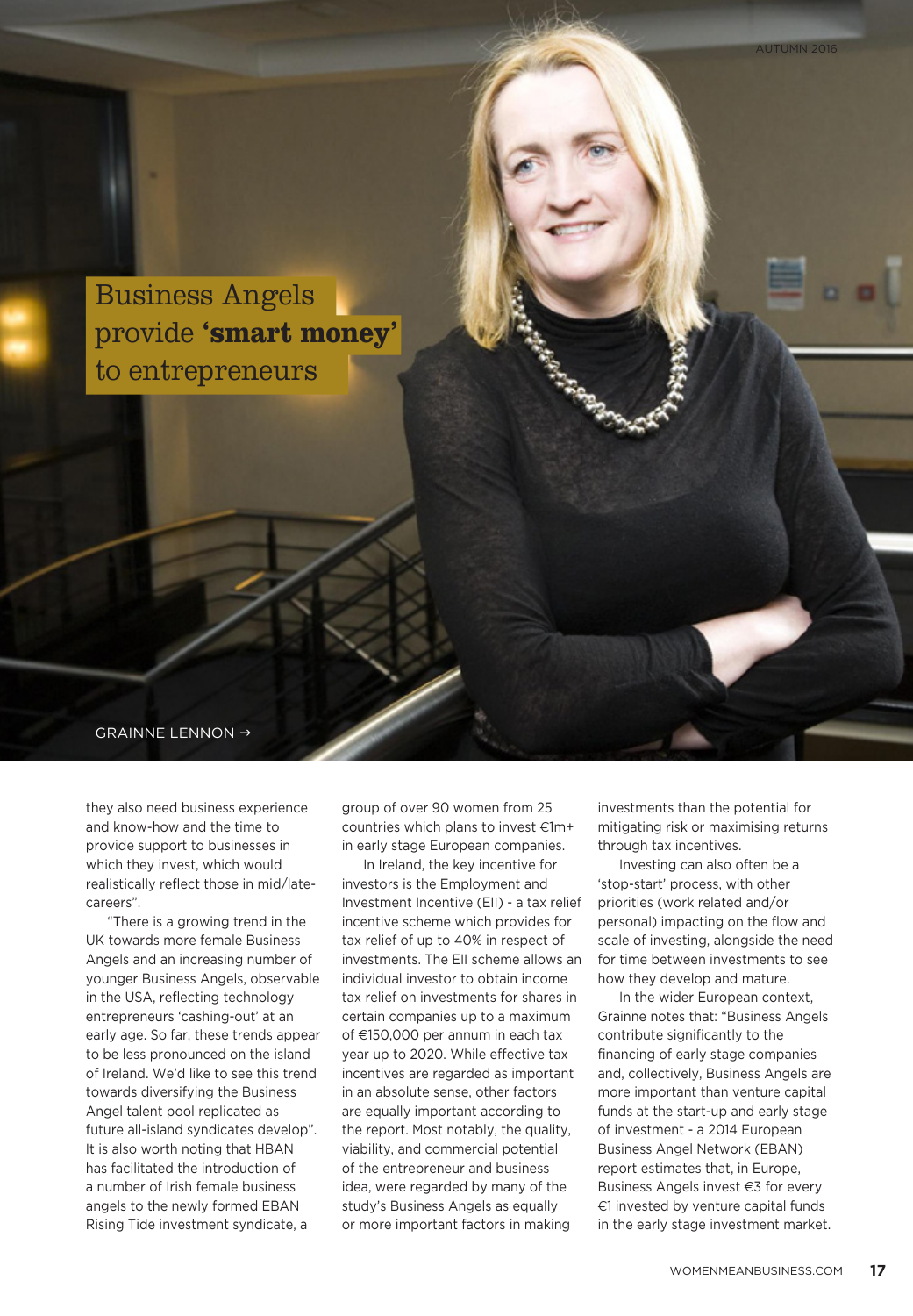# Business Angels provide **'smart money'** to entrepreneurs

GRAINNE LENNON →

they also need business experience and know-how and the time to provide support to businesses in which they invest, which would realistically reflect those in mid/late-careers".

"There is a growing trend in the UK towards more female Business Angels and an increasing number of younger Business Angels, observable in the USA, reflecting technology entrepreneurs 'cashing-out' at an early age. So far, these trends appear to be less pronounced on the island of Ireland. We'd like to see this trend towards diversifying the Business Angel talent pool replicated as future all-island syndicates develop". It is also worth noting that HBAN has facilitated the introduction of a number of Irish female business angels to the newly formed EBAN Rising Tide investment syndicate, a group of over 90 women from 25 countries which plans to invest €1m+ in early stage European companies.

In Ireland, the key incentive for investors is the Employment and Investment Incentive (EII) - a tax relief incentive scheme which provides for tax relief of up to 40% in respect of investments. The EII scheme allows an individual investor to obtain income tax relief on investments for shares in certain companies up to a maximum of €150,000 per annum in each tax year up to 2020. While effective tax incentives are regarded as important in an absolute sense, other factors are equally important according to the report. Most notably, the quality, viability, and commercial potential of the entrepreneur and business idea, were regarded by many of the study's Business Angels as equally or more important factors in making investments than the potential for mitigating risk or maximising returns through tax incentives.

Investing can also often be a 'stop-start' process, with other priorities (work related and/or personal) impacting on the flow and scale of investing, alongside the need for time between investments to see how they develop and mature.

In the wider European context, Grainne notes that: "Business Angels contribute significantly to the financing of early stage companies and, collectively, Business Angels are more important than venture capital funds at the start-up and early stage of investment - a 2014 European Business Angel Network (EBAN) report estimates that, in Europe, Business Angels invest €3 for every €1 invested by venture capital funds in the early stage investment market.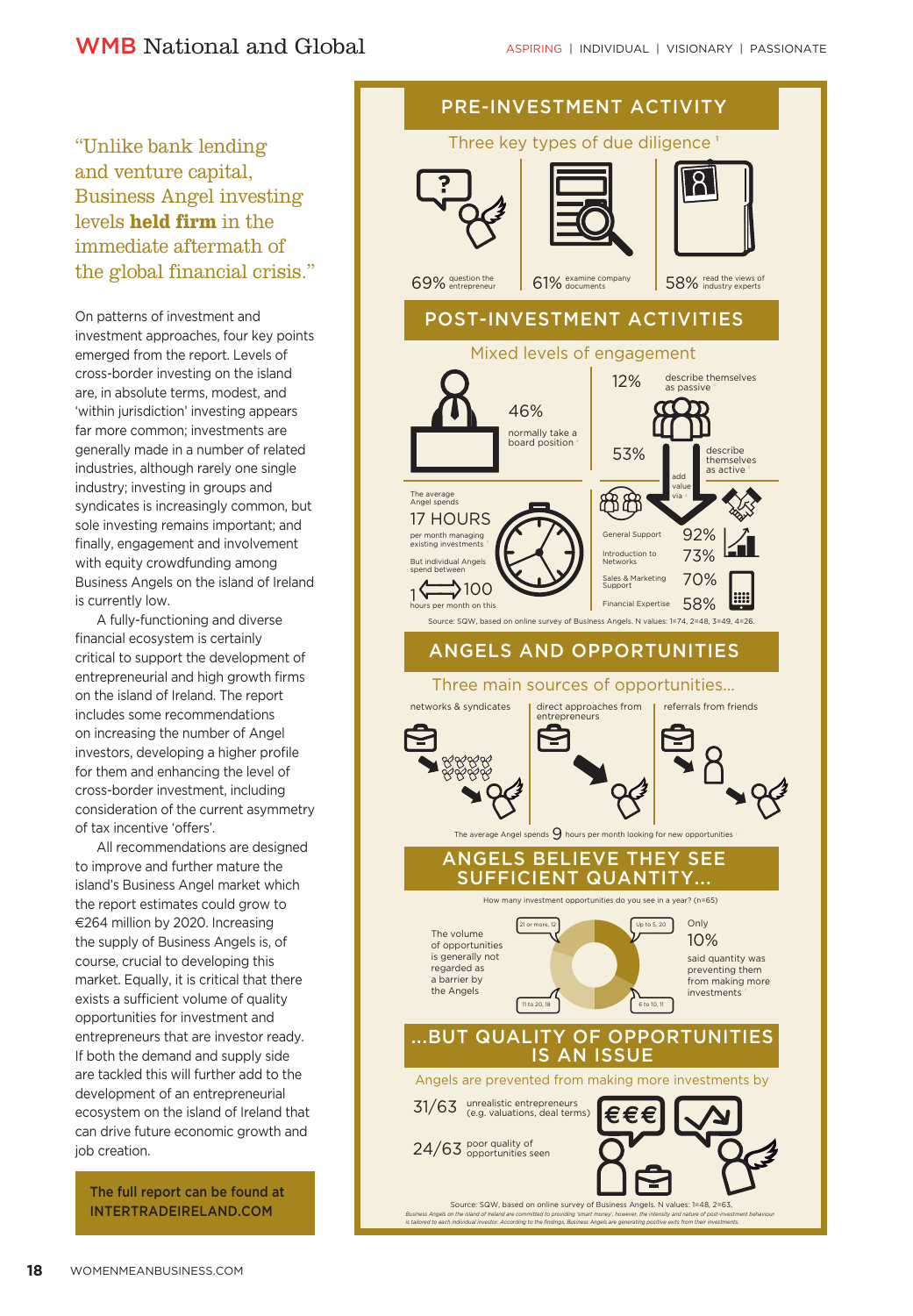> "Unlike bank lending and venture capital, Business Angel investing levels **held firm** in the immediate aftermath of the global financial crisis."

On patterns of investment and investment approaches, four key points emerged from the report. Levels of cross-border investing on the island are, in absolute terms, modest, and 'within jurisdiction' investing appears far more common; investments are generally made in a number of related industries, although rarely one single industry; investing in groups and syndicates is increasingly common, but sole investing remains important; and finally, engagement and involvement with equity crowdfunding among Business Angels on the island of Ireland is currently low.

A fully-functioning and diverse financial ecosystem is certainly critical to support the development of entrepreneurial and high growth firms on the island of Ireland. The report includes some recommendations on increasing the number of Angel investors, developing a higher profile for them and enhancing the level of cross-border investment, including consideration of the current asymmetry of tax incentive 'offers'.

All recommendations are designed to improve and further mature the island's Business Angel market which the report estimates could grow to €264 million by 2020. Increasing the supply of Business Angels is, of course, crucial to developing this market. Equally, it is critical that there exists a sufficient volume of quality opportunities for investment and entrepreneurs that are investor ready. If both the demand and supply side are tackled this will further add to the development of an entrepreneurial ecosystem on the island of Ireland that can drive future economic growth and job creation.

**The full report can be found at INTERTRADEIRELAND.COM**

## PRE-INVESTMENT ACTIVITY

Three key types of due diligence [1]

69% question the entrepreneur

61% examine company documents

58% read the views of industry experts

## POST-INVESTMENT ACTIVITIES

Mixed levels of engagement

46% normally take a board position

12% describe themselves as passive

53% describe themselves as active

The average Angel spends 17 HOURS per month managing existing investments

But individual Angels spend between 1 ⟷ 100 hours per month on this

add value via

General Support 92%

Introduction to Networks 73%

Sales & Marketing Support 70%

Financial Expertise 58%

Source: SQW, based on online survey of Business Angels. N values: 1=74, 2=48, 3=49, 4=26.

## ANGELS AND OPPORTUNITIES

Three main sources of opportunities...

networks & syndicates

direct approaches from entrepreneurs

referrals from friends

The average Angel spends 9 hours per month looking for new opportunities

## ANGELS BELIEVE THEY SEE SUFFICIENT QUANTITY...

How many investment opportunities do you see in a year? (n=65)

21 or more, 12

Up to 5, 20

11 to 20, 18

6 to 10, 11

The volume of opportunities is generally not regarded as a barrier by the Angels

Only 10% said quantity was preventing them from making more investments

## ...BUT QUALITY OF OPPORTUNITIES IS AN ISSUE

Angels are prevented from making more investments by

31/63 unrealistic entrepreneurs (e.g. valuations, deal terms)

24/63 poor quality of opportunities seen

Source: SQW, based on online survey of Business Angels. N values: 1=48, 2=63.

*Business Angels on the island of Ireland are committed to providing 'smart money', however, the intensity and nature of post-investment behaviour is tailored to each individual investor. According to the findings, Business Angels are generating positive exits from their investments.*